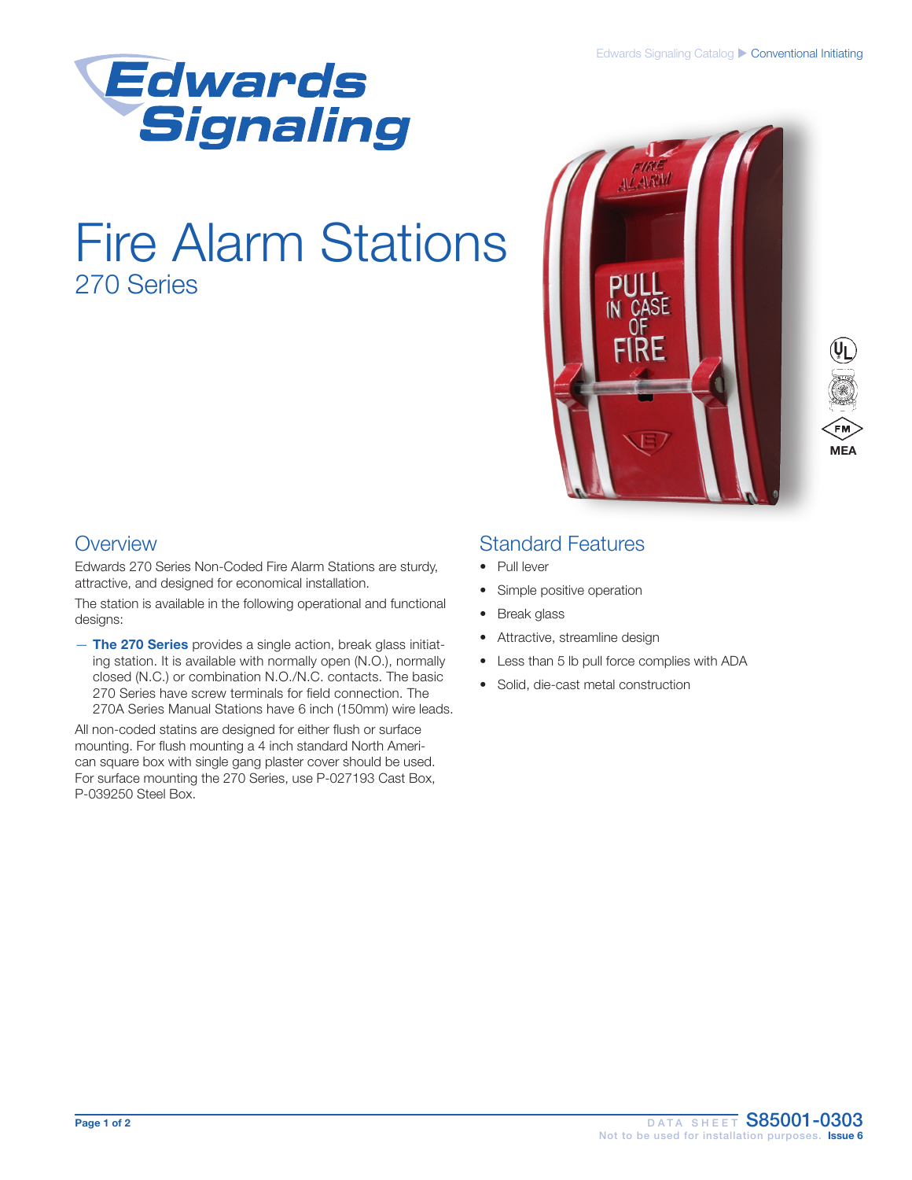# Edwards Signaling

# Fire Alarm Stations

## 270 Series

MEA

## Overview

Edwards 270 Series Non-Coded Fire Alarm Stations are sturdy, attractive, and designed for economical installation.

The station is available in the following operational and functional designs:

— **The 270 Series** provides a single action, break glass initiating station. It is available with normally open (N.O.), normally closed (N.C.) or combination N.O./N.C. contacts. The basic 270 Series have screw terminals for field connection. The 270A Series Manual Stations have 6 inch (150mm) wire leads.

All non-coded statins are designed for either flush or surface mounting. For flush mounting a 4 inch standard North American square box with single gang plaster cover should be used. For surface mounting the 270 Series, use P-027193 Cast Box, P-039250 Steel Box.

## Standard Features

- Pull lever
- Simple positive operation
- Break glass
- Attractive, streamline design
- Less than 5 lb pull force complies with ADA
- Solid, die-cast metal construction

DATA SHEET S85001-0303

Not to be used for installation purposes. Issue 6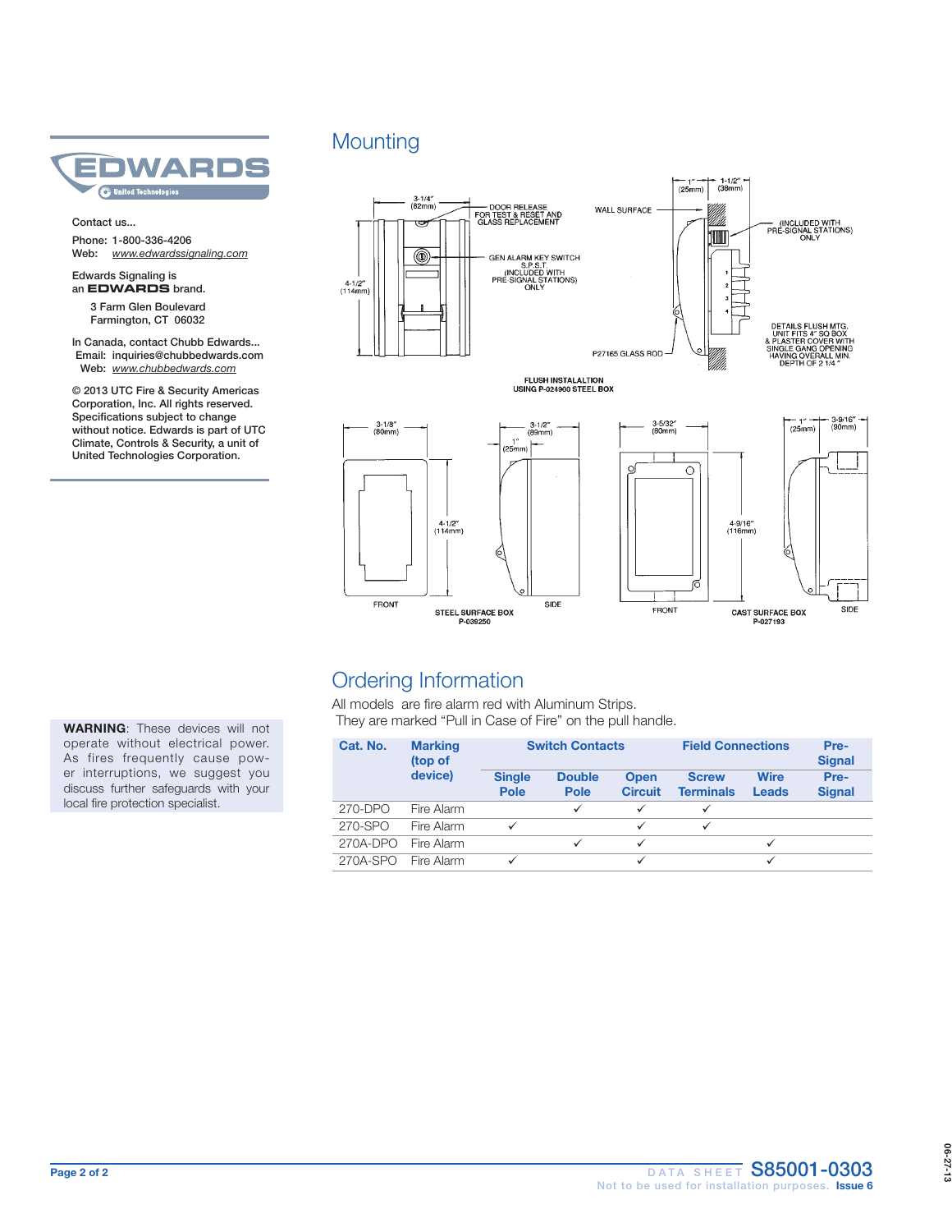Contact us...

Phone: 1-800-336-4206
Web: www.edwardssignaling.com

Edwards Signaling is an **EDWARDS** brand.

3 Farm Glen Boulevard
Farmington, CT 06032

In Canada, contact Chubb Edwards...
Email: inquiries@chubbedwards.com
Web: www.chubbedwards.com

© 2013 UTC Fire & Security Americas Corporation, Inc. All rights reserved. Specifications subject to change without notice. Edwards is part of UTC Climate, Controls & Security, a unit of United Technologies Corporation.

# Mounting

3-1/4" (82mm)
DOOR RELEASE FOR TEST & RESET AND GLASS REPLACEMENT
GEN ALARM KEY SWITCH S.P.S.T. (INCLUDED WITH PRE-SIGNAL STATIONS) ONLY
4-1/2" (114mm)
1" (25mm)
1-1/2" (38mm)
WALL SURFACE
(INCLUDED WITH PRE-SIGNAL STATIONS) ONLY
DETAILS FLUSH MTG. UNIT FITS 4" SQ BOX & PLASTER COVER WITH SINGLE GANG OPENING HAVING OVERALL MIN. DEPTH OF 2 1/4"
P27165 GLASS ROD

FLUSH INSTALLATION USING P-024900 STEEL BOX

3-1/8" (80mm)
3-1/2" (89mm)
1" (25mm)
4-1/2" (114mm)
FRONT
SIDE
STEEL SURFACE BOX P-039250

3-5/32" (80mm)
1" (25mm)
3-9/16" (90mm)
4-9/16" (116mm)
FRONT
SIDE
CAST SURFACE BOX P-027193

**WARNING**: These devices will not operate without electrical power. As fires frequently cause power interruptions, we suggest you discuss further safeguards with your local fire protection specialist.

# Ordering Information

All models are fire alarm red with Aluminum Strips.
They are marked "Pull in Case of Fire" on the pull handle.

| Cat. No. | Marking (top of device) | Switch Contacts | | | Field Connections | | Pre-Signal |
|---|---|---|---|---|---|---|---|
| | | Single Pole | Double Pole | Open Circuit | Screw Terminals | Wire Leads | Pre-Signal |
| 270-DPO | Fire Alarm | | ✓ | ✓ | ✓ | | |
| 270-SPO | Fire Alarm | ✓ | | ✓ | ✓ | | |
| 270A-DPO | Fire Alarm | | ✓ | ✓ | | ✓ | |
| 270A-SPO | Fire Alarm | ✓ | | ✓ | | ✓ | |

DATA SHEET S85001-0303
Not to be used for installation purposes. Issue 6

06-27-13